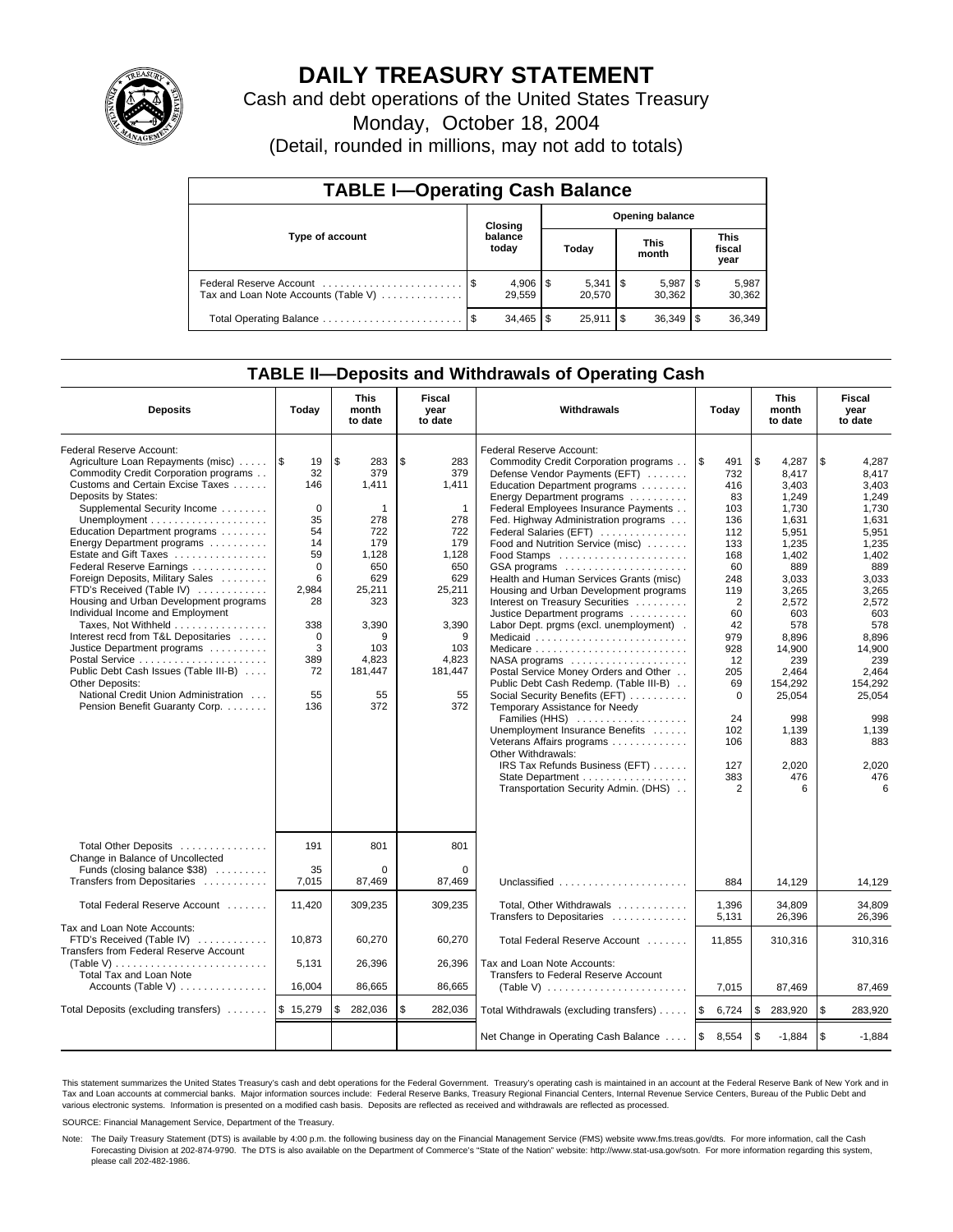# DAILY TREASURY STATEMENT

Cash and debt operations of the United States Treasury

Monday, October 18, 2004

(Detail, rounded in millions, may not add to totals)

## TABLE I—Operating Cash Balance

| Type of account | Closing balance today | Opening balance Today | Opening balance This month | Opening balance This fiscal year |
|---|---|---|---|---|
| Federal Reserve Account | $ 4,906 | $ 5,341 | $ 5,987 | $ 5,987 |
| Tax and Loan Note Accounts (Table V) | 29,559 | 20,570 | 30,362 | 30,362 |
| Total Operating Balance | $ 34,465 | $ 25,911 | $ 36,349 | $ 36,349 |

## TABLE II—Deposits and Withdrawals of Operating Cash

| Deposits | Today | This month to date | Fiscal year to date | Withdrawals | Today | This month to date | Fiscal year to date |
|---|---|---|---|---|---|---|---|
| Federal Reserve Account: | | | | Federal Reserve Account: | | | |
| Agriculture Loan Repayments (misc) | $ 19 | $ 283 | $ 283 | Commodity Credit Corporation programs | $ 491 | $ 4,287 | $ 4,287 |
| Commodity Credit Corporation programs | 32 | 379 | 379 | Defense Vendor Payments (EFT) | 732 | 8,417 | 8,417 |
| Customs and Certain Excise Taxes | 146 | 1,411 | 1,411 | Education Department programs | 416 | 3,403 | 3,403 |
| Deposits by States: | | | | Energy Department programs | 83 | 1,249 | 1,249 |
| Supplemental Security Income | 0 | 1 | 1 | Federal Employees Insurance Payments | 103 | 1,730 | 1,730 |
| Unemployment | 35 | 278 | 278 | Fed. Highway Administration programs | 136 | 1,631 | 1,631 |
| Education Department programs | 54 | 722 | 722 | Federal Salaries (EFT) | 112 | 5,951 | 5,951 |
| Energy Department programs | 14 | 179 | 179 | Food and Nutrition Service (misc) | 133 | 1,235 | 1,235 |
| Estate and Gift Taxes | 59 | 1,128 | 1,128 | Food Stamps | 168 | 1,402 | 1,402 |
| Federal Reserve Earnings | 0 | 650 | 650 | GSA programs | 60 | 889 | 889 |
| Foreign Deposits, Military Sales | 6 | 629 | 629 | Health and Human Services Grants (misc) | 248 | 3,033 | 3,033 |
| FTD's Received (Table IV) | 2,984 | 25,211 | 25,211 | Housing and Urban Development programs | 119 | 3,265 | 3,265 |
| Housing and Urban Development programs | 28 | 323 | 323 | Interest on Treasury Securities | 2 | 2,572 | 2,572 |
| Individual Income and Employment | | | | Justice Department programs | 60 | 603 | 603 |
| Taxes, Not Withheld | 338 | 3,390 | 3,390 | Labor Dept. prgms (excl. unemployment) | 42 | 578 | 578 |
| Interest recd from T&L Depositaries | 0 | 9 | 9 | Medicaid | 979 | 8,896 | 8,896 |
| Justice Department programs | 3 | 103 | 103 | Medicare | 928 | 14,900 | 14,900 |
| Postal Service | 389 | 4,823 | 4,823 | NASA programs | 12 | 239 | 239 |
| Public Debt Cash Issues (Table III-B) | 72 | 181,447 | 181,447 | Postal Service Money Orders and Other | 205 | 2,464 | 2,464 |
| Other Deposits: | | | | Public Debt Cash Redemp. (Table III-B) | 69 | 154,292 | 154,292 |
| National Credit Union Administration | 55 | 55 | 55 | Social Security Benefits (EFT) | 0 | 25,054 | 25,054 |
| Pension Benefit Guaranty Corp. | 136 | 372 | 372 | Temporary Assistance for Needy | | | |
| | | | | Families (HHS) | 24 | 998 | 998 |
| | | | | Unemployment Insurance Benefits | 102 | 1,139 | 1,139 |
| | | | | Veterans Affairs programs | 106 | 883 | 883 |
| | | | | Other Withdrawals: | | | |
| | | | | IRS Tax Refunds Business (EFT) | 127 | 2,020 | 2,020 |
| | | | | State Department | 383 | 476 | 476 |
| | | | | Transportation Security Admin. (DHS) | 2 | 6 | 6 |
| Total Other Deposits | 191 | 801 | 801 | | | | |
| Change in Balance of Uncollected | | | | | | | |
| Funds (closing balance $38) | 35 | 0 | 0 | | | | |
| Transfers from Depositaries | 7,015 | 87,469 | 87,469 | Unclassified | 884 | 14,129 | 14,129 |
| Total Federal Reserve Account | 11,420 | 309,235 | 309,235 | Total, Other Withdrawals | 1,396 | 34,809 | 34,809 |
| | | | | Transfers to Depositaries | 5,131 | 26,396 | 26,396 |
| Tax and Loan Note Accounts: | | | | | | | |
| FTD's Received (Table IV) | 10,873 | 60,270 | 60,270 | Total Federal Reserve Account | 11,855 | 310,316 | 310,316 |
| Transfers from Federal Reserve Account (Table V) | 5,131 | 26,396 | 26,396 | Tax and Loan Note Accounts: | | | |
| Total Tax and Loan Note | | | | Transfers to Federal Reserve Account | | | |
| Accounts (Table V) | 16,004 | 86,665 | 86,665 | (Table V) | 7,015 | 87,469 | 87,469 |
| Total Deposits (excluding transfers) | $ 15,279 | $ 282,036 | $ 282,036 | Total Withdrawals (excluding transfers) | $ 6,724 | $ 283,920 | $ 283,920 |
| | | | | Net Change in Operating Cash Balance | $ 8,554 | $ -1,884 | $ -1,884 |

This statement summarizes the United States Treasury's cash and debt operations for the Federal Government. Treasury's operating cash is maintained in an account at the Federal Reserve Bank of New York and in Tax and Loan accounts at commercial banks. Major information sources include: Federal Reserve Banks, Treasury Regional Financial Centers, Internal Revenue Service Centers, Bureau of the Public Debt and various electronic systems. Information is presented on a modified cash basis. Deposits are reflected as received and withdrawals are reflected as processed.

SOURCE: Financial Management Service, Department of the Treasury.

Note: The Daily Treasury Statement (DTS) is available by 4:00 p.m. the following business day on the Financial Management Service (FMS) website www.fms.treas.gov/dts. For more information, call the Cash Forecasting Division at 202-874-9790. The DTS is also available on the Department of Commerce's "State of the Nation" website: http://www.stat-usa.gov/sotn. For more information regarding this system, please call 202-482-1986.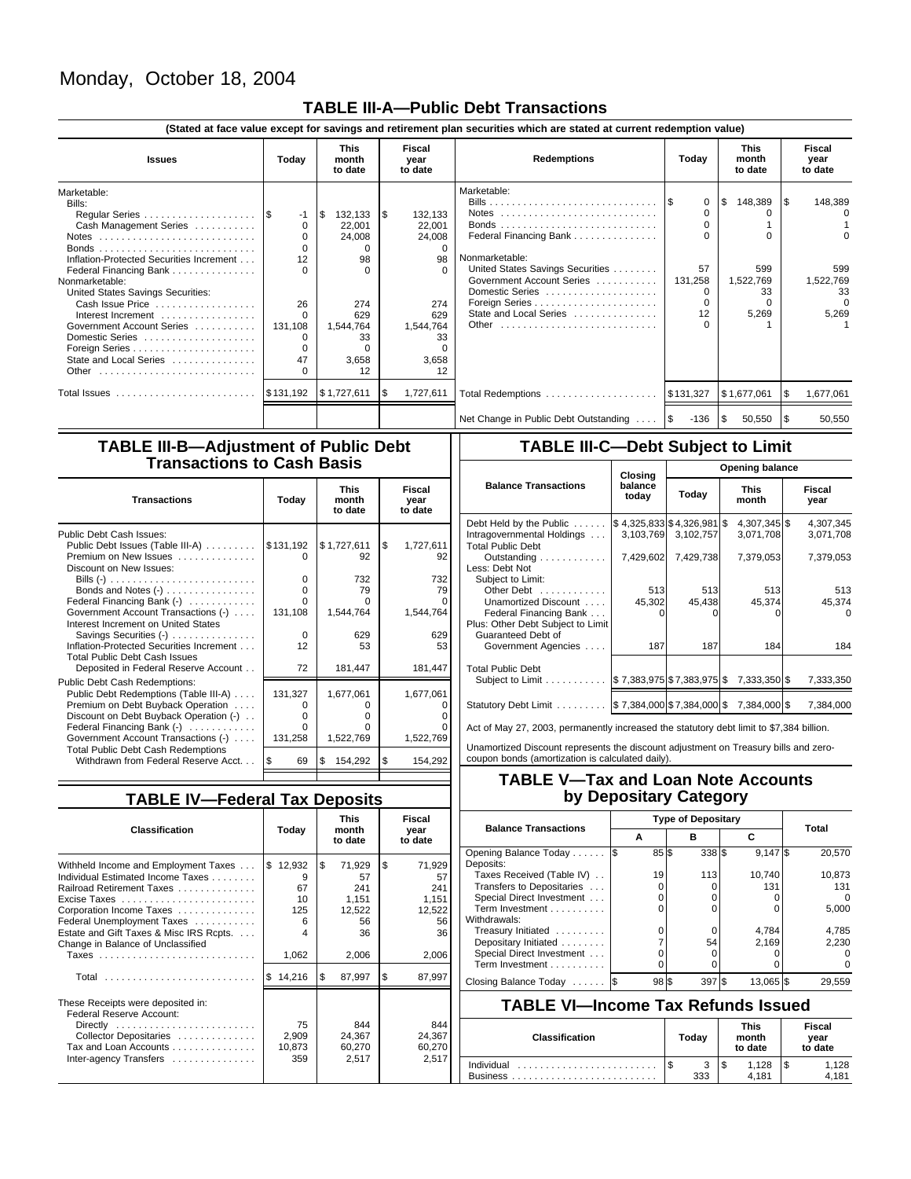Monday, October 18, 2004

## TABLE III-A—Public Debt Transactions

(Stated at face value except for savings and retirement plan securities which are stated at current redemption value)

| Issues | Today | This month to date | Fiscal year to date |
|---|---|---|---|
| Marketable: | | | |
| Bills: | | | |
| Regular Series | $ -1 | $ 132,133 | $ 132,133 |
| Cash Management Series | 0 | 22,001 | 22,001 |
| Notes | 0 | 24,008 | 24,008 |
| Bonds | 0 | 0 | 0 |
| Inflation-Protected Securities Increment | 12 | 98 | 98 |
| Federal Financing Bank | 0 | 0 | 0 |
| Nonmarketable: | | | |
| United States Savings Securities: | | | |
| Cash Issue Price | 26 | 274 | 274 |
| Interest Increment | 0 | 629 | 629 |
| Government Account Series | 131,108 | 1,544,764 | 1,544,764 |
| Domestic Series | 0 | 33 | 33 |
| Foreign Series | 0 | 0 | 0 |
| State and Local Series | 47 | 3,658 | 3,658 |
| Other | 0 | 12 | 12 |
| Total Issues | $131,192 | $1,727,611 | $ 1,727,611 |

| Redemptions | Today | This month to date | Fiscal year to date |
|---|---|---|---|
| Marketable: | | | |
| Bills | $ 0 | $ 148,389 | $ 148,389 |
| Notes | 0 | 0 | 0 |
| Bonds | 0 | 1 | 1 |
| Federal Financing Bank | 0 | 0 | 0 |
| Nonmarketable: | | | |
| United States Savings Securities | 57 | 599 | 599 |
| Government Account Series | 131,258 | 1,522,769 | 1,522,769 |
| Domestic Series | 0 | 33 | 33 |
| Foreign Series | 0 | 0 | 0 |
| State and Local Series | 12 | 5,269 | 5,269 |
| Other | 0 | 1 | 1 |
| Total Redemptions | $131,327 | $1,677,061 | $ 1,677,061 |
| Net Change in Public Debt Outstanding | $ -136 | $ 50,550 | $ 50,550 |

## TABLE III-B—Adjustment of Public Debt Transactions to Cash Basis

| Transactions | Today | This month to date | Fiscal year to date |
|---|---|---|---|
| Public Debt Cash Issues: | | | |
| Public Debt Issues (Table III-A) | $131,192 | $1,727,611 | $ 1,727,611 |
| Premium on New Issues | 0 | 92 | 92 |
| Discount on New Issues: | | | |
| Bills (-) | 0 | 732 | 732 |
| Bonds and Notes (-) | 0 | 79 | 79 |
| Federal Financing Bank (-) | 0 | 0 | 0 |
| Government Account Transactions (-) | 131,108 | 1,544,764 | 1,544,764 |
| Interest Increment on United States Savings Securities (-) | 0 | 629 | 629 |
| Inflation-Protected Securities Increment | 12 | 53 | 53 |
| Total Public Debt Cash Issues Deposited in Federal Reserve Account | 72 | 181,447 | 181,447 |
| Public Debt Cash Redemptions: | | | |
| Public Debt Redemptions (Table III-A) | 131,327 | 1,677,061 | 1,677,061 |
| Premium on Debt Buyback Operation | 0 | 0 | 0 |
| Discount on Debt Buyback Operation (-) | 0 | 0 | 0 |
| Federal Financing Bank (-) | 0 | 0 | 0 |
| Government Account Transactions (-) | 131,258 | 1,522,769 | 1,522,769 |
| Total Public Debt Cash Redemptions Withdrawn from Federal Reserve Acct. | $ 69 | $ 154,292 | $ 154,292 |

## TABLE III-C—Debt Subject to Limit

| Balance Transactions | Closing balance today | Opening balance Today | Opening balance This month | Opening balance Fiscal year |
|---|---|---|---|---|
| Debt Held by the Public | $ 4,325,833 | $ 4,326,981 | $ 4,307,345 | $ 4,307,345 |
| Intragovernmental Holdings | 3,103,769 | 3,102,757 | 3,071,708 | 3,071,708 |
| Total Public Debt Outstanding | 7,429,602 | 7,429,738 | 7,379,053 | 7,379,053 |
| Less: Debt Not Subject to Limit: | | | | |
| Other Debt | 513 | 513 | 513 | 513 |
| Unamortized Discount | 45,302 | 45,438 | 45,374 | 45,374 |
| Federal Financing Bank | 0 | 0 | 0 | 0 |
| Plus: Other Debt Subject to Limit Guaranteed Debt of Government Agencies | 187 | 187 | 184 | 184 |
| Total Public Debt Subject to Limit | $ 7,383,975 | $ 7,383,975 | $ 7,333,350 | $ 7,333,350 |
| Statutory Debt Limit | $ 7,384,000 | $ 7,384,000 | $ 7,384,000 | $ 7,384,000 |

Act of May 27, 2003, permanently increased the statutory debt limit to $7,384 billion.

Unamortized Discount represents the discount adjustment on Treasury bills and zero-coupon bonds (amortization is calculated daily).

## TABLE IV—Federal Tax Deposits

| Classification | Today | This month to date | Fiscal year to date |
|---|---|---|---|
| Withheld Income and Employment Taxes | $ 12,932 | $ 71,929 | $ 71,929 |
| Individual Estimated Income Taxes | 9 | 57 | 57 |
| Railroad Retirement Taxes | 67 | 241 | 241 |
| Excise Taxes | 10 | 1,151 | 1,151 |
| Corporation Income Taxes | 125 | 12,522 | 12,522 |
| Federal Unemployment Taxes | 6 | 56 | 56 |
| Estate and Gift Taxes & Misc IRS Rcpts. | 4 | 36 | 36 |
| Change in Balance of Unclassified Taxes | 1,062 | 2,006 | 2,006 |
| Total | $ 14,216 | $ 87,997 | $ 87,997 |
| These Receipts were deposited in: | | | |
| Federal Reserve Account: | | | |
| Directly | 75 | 844 | 844 |
| Collector Depositaries | 2,909 | 24,367 | 24,367 |
| Tax and Loan Accounts | 10,873 | 60,270 | 60,270 |
| Inter-agency Transfers | 359 | 2,517 | 2,517 |

## TABLE V—Tax and Loan Note Accounts by Depositary Category

| Balance Transactions | Type of Depositary A | Type of Depositary B | Type of Depositary C | Total |
|---|---|---|---|---|
| Opening Balance Today | $ 85 | $ 338 | $ 9,147 | $ 20,570 |
| Deposits: | | | | |
| Taxes Received (Table IV) | 19 | 113 | 10,740 | 10,873 |
| Transfers to Depositaries | 0 | 0 | 131 | 131 |
| Special Direct Investment | 0 | 0 | 0 | 0 |
| Term Investment | 0 | 0 | 0 | 5,000 |
| Withdrawals: | | | | |
| Treasury Initiated | 0 | 0 | 4,784 | 4,785 |
| Depositary Initiated | 7 | 54 | 2,169 | 2,230 |
| Special Direct Investment | 0 | 0 | 0 | 0 |
| Term Investment | 0 | 0 | 0 | 0 |
| Closing Balance Today | $ 98 | $ 397 | $ 13,065 | $ 29,559 |

## TABLE VI—Income Tax Refunds Issued

| Classification | Today | This month to date | Fiscal year to date |
|---|---|---|---|
| Individual | $ 3 | $ 1,128 | $ 1,128 |
| Business | 333 | 4,181 | 4,181 |